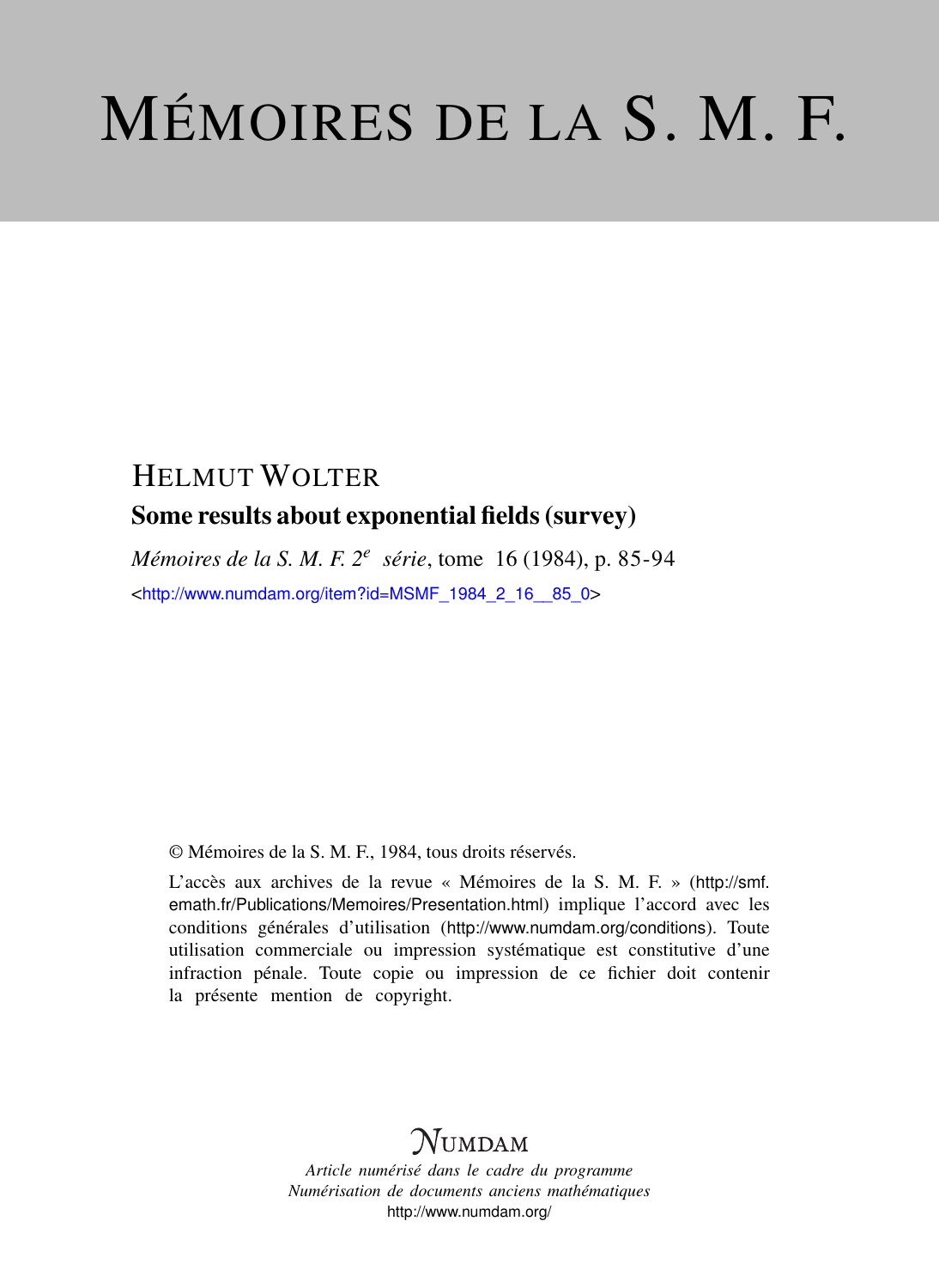# Mémoires de la S. M. F.

## Helmut Wolter

### Some results about exponential fields (survey)

*Mémoires de la S. M. F. 2^e série*, tome 16 (1984), p. 85-94

<http://www.numdam.org/item?id=MSMF_1984_2_16__85_0>

© Mémoires de la S. M. F., 1984, tous droits réservés.

L'accès aux archives de la revue « Mémoires de la S. M. F. » (http://smf.emath.fr/Publications/Memoires/Presentation.html) implique l'accord avec les conditions générales d'utilisation (http://www.numdam.org/conditions). Toute utilisation commerciale ou impression systématique est constitutive d'une infraction pénale. Toute copie ou impression de ce fichier doit contenir la présente mention de copyright.

NUMDAM

*Article numérisé dans le cadre du programme*
*Numérisation de documents anciens mathématiques*
http://www.numdam.org/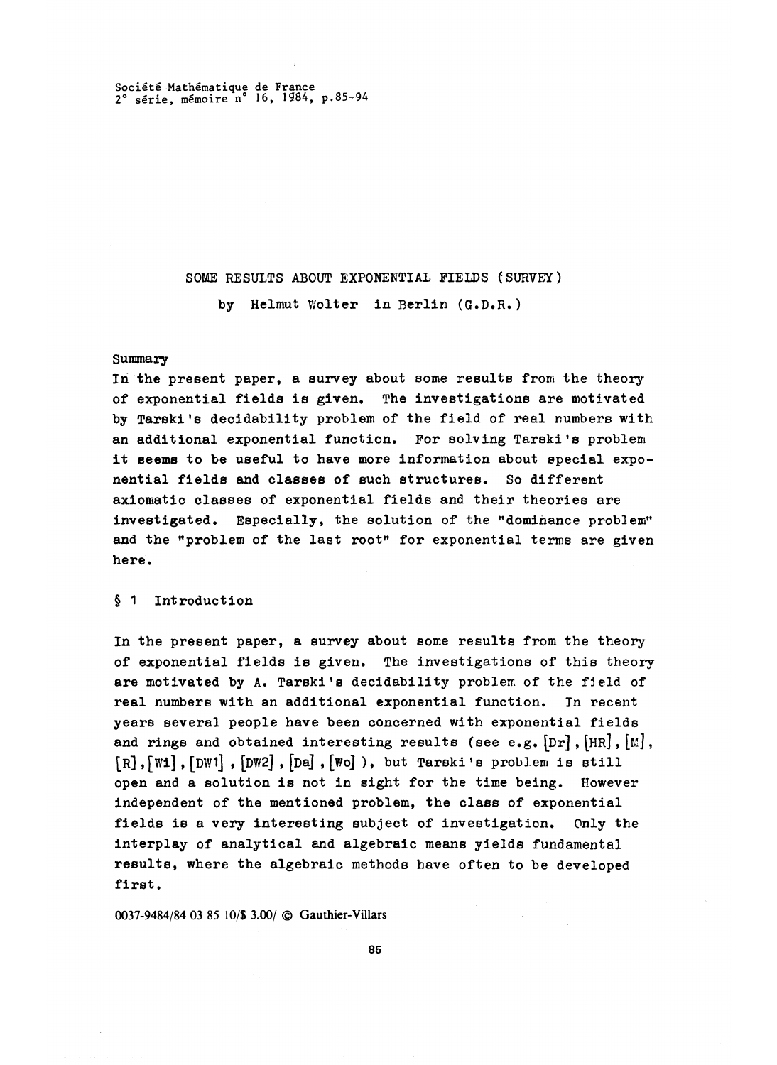Société Mathématique de France
2° série, mémoire n° 16, 1984, p.85-94

# SOME RESULTS ABOUT EXPONENTIAL FIELDS (SURVEY)

by Helmut Wolter in Berlin (G.D.R.)

## Summary

In the present paper, a survey about some results from the theory of exponential fields is given. The investigations are motivated by Tarski's decidability problem of the field of real numbers with an additional exponential function. For solving Tarski's problem it seems to be useful to have more information about special exponential fields and classes of such structures. So different axiomatic classes of exponential fields and their theories are investigated. Especially, the solution of the "dominance problem" and the "problem of the last root" for exponential terms are given here.

## § 1 Introduction

In the present paper, a survey about some results from the theory of exponential fields is given. The investigations of this theory are motivated by A. Tarski's decidability problem of the field of real numbers with an additional exponential function. In recent years several people have been concerned with exponential fields and rings and obtained interesting results (see e.g. [Dr], [HR], [M], [R], [Wi], [DW1], [DW2], [Da], [Wo]), but Tarski's problem is still open and a solution is not in sight for the time being. However independent of the mentioned problem, the class of exponential fields is a very interesting subject of investigation. Only the interplay of analytical and algebraic means yields fundamental results, where the algebraic methods have often to be developed first.

0037-9484/84 03 85 10/$ 3.00/ © Gauthier-Villars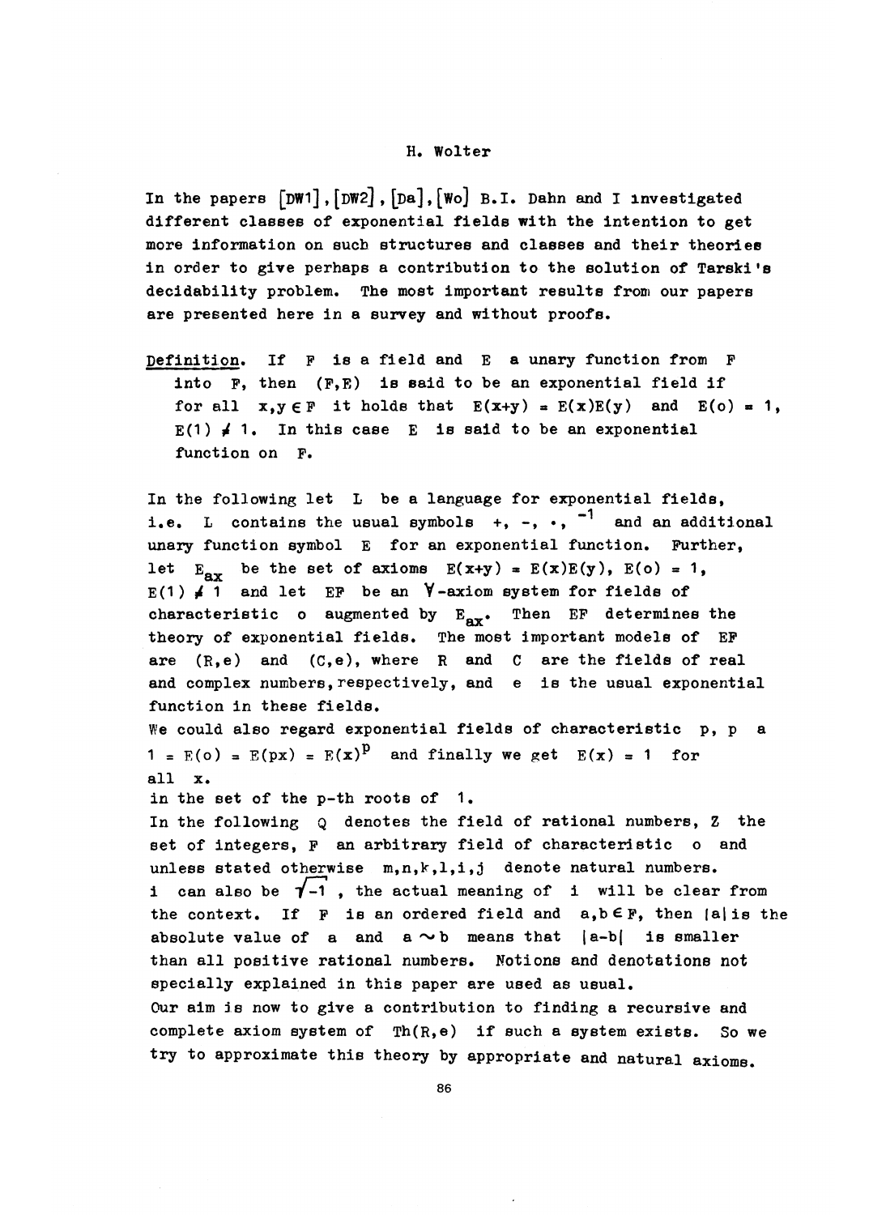H. Wolter

In the papers [DW1], [DW2], [Da], [Wo] B.I. Dahn and I investigated different classes of exponential fields with the intention to get more information on such structures and classes and their theories in order to give perhaps a contribution to the solution of Tarski's decidability problem. The most important results from our papers are presented here in a survey and without proofs.

**Definition.** If $F$ is a field and $E$ a unary function from $F$ into $F$, then $(F,E)$ is said to be an exponential field if for all $x,y \in F$ it holds that $E(x+y) = E(x)E(y)$ and $E(o) = 1$, $E(1) \neq 1$. In this case $E$ is said to be an exponential function on $F$.

In the following let $L$ be a language for exponential fields, i.e. $L$ contains the usual symbols $+$, $-$, $\cdot$, $^{-1}$ and an additional unary function symbol $E$ for an exponential function. Further, let $E_{ax}$ be the set of axioms $E(x+y) = E(x)E(y)$, $E(o) = 1$, $E(1) \neq 1$ and let $EF$ be an $\forall$-axiom system for fields of characteristic $o$ augmented by $E_{ax}$. Then $EF$ determines the theory of exponential fields. The most important models of $EF$ are $(R,e)$ and $(C,e)$, where $R$ and $C$ are the fields of real and complex numbers, respectively, and $e$ is the usual exponential function in these fields.

We could also regard exponential fields of characteristic $p$, $p$ a
$1 = E(o) = E(px) = E(x)^p$ and finally we get $E(x) = 1$ for all $x$.
in the set of the p-th roots of $1$.

In the following $Q$ denotes the field of rational numbers, $Z$ the set of integers, $F$ an arbitrary field of characteristic $o$ and unless stated otherwise $m,n,k,l,i,j$ denote natural numbers. $i$ can also be $\sqrt{-1}$, the actual meaning of $i$ will be clear from the context. If $F$ is an ordered field and $a,b \in F$, then $|a|$ is the absolute value of $a$ and $a \sim b$ means that $|a-b|$ is smaller than all positive rational numbers. Notions and denotations not specially explained in this paper are used as usual.

Our aim is now to give a contribution to finding a recursive and complete axiom system of $Th(R,e)$ if such a system exists. So we try to approximate this theory by appropriate and natural axioms.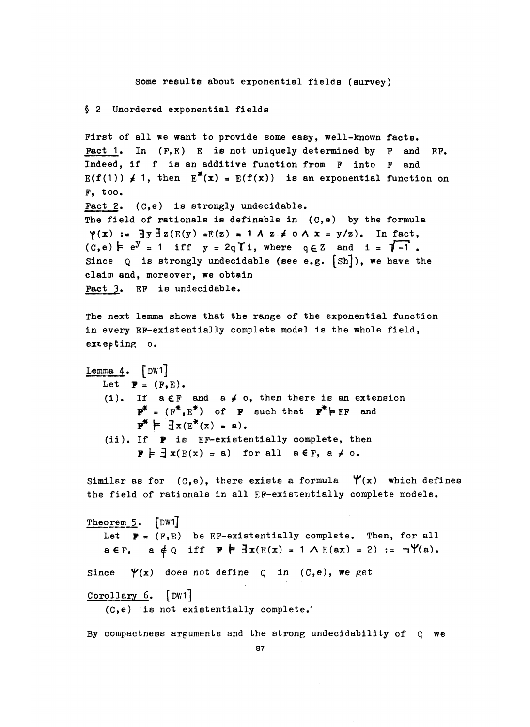Some results about exponential fields (survey)

## § 2 Unordered exponential fields

First of all we want to provide some easy, well-known facts.

Fact 1. In $(F,E)$ $E$ is not uniquely determined by $F$ and EF. Indeed, if $f$ is an additive function from $F$ into $F$ and $E(f(1)) \neq 1$, then $E^*(x) = E(f(x))$ is an exponential function on $F$, too.

Fact 2. $(C,e)$ is strongly undecidable.

The field of rationals is definable in $(C,e)$ by the formula $\varphi(x) := \exists y \exists z (E(y) = E(z) = 1 \wedge z \neq 0 \wedge x = y/z)$. In fact, $(C,e) \models e^y = 1$ iff $y = 2q\pi i$, where $q \in Z$ and $i = \sqrt{-1}$. Since $Q$ is strongly undecidable (see e.g. [Sh]), we have the claim and, moreover, we obtain

Fact 3. EF is undecidable.

The next lemma shows that the range of the exponential function in every EF-existentially complete model is the whole field, excepting $0$.

Lemma 4. [DW1]

Let $\mathbf{F} = (F,E)$.

(i). If $a \in F$ and $a \neq 0$, then there is an extension $\mathbf{F}^* = (F^*,E^*)$ of $\mathbf{F}$ such that $\mathbf{F}^* \models$ EF and $\mathbf{F}^* \models \exists x (E^*(x) = a)$.

(ii). If $\mathbf{F}$ is EF-existentially complete, then $\mathbf{F} \models \exists x (E(x) = a)$ for all $a \in F$, $a \neq 0$.

Similar as for $(C,e)$, there exists a formula $\Psi(x)$ which defines the field of rationals in all EF-existentially complete models.

Theorem 5. [DW1]

Let $\mathbf{F} = (F,E)$ be EF-existentially complete. Then, for all $a \in F$, $a \notin Q$ iff $\mathbf{F} \models \exists x (E(x) = 1 \wedge E(ax) = 2) := \neg\Psi(a)$.

Since $\Psi(x)$ does not define $Q$ in $(C,e)$, we get

Corollary 6. [DW1]

$(C,e)$ is not existentially complete.

By compactness arguments and the strong undecidability of $Q$ we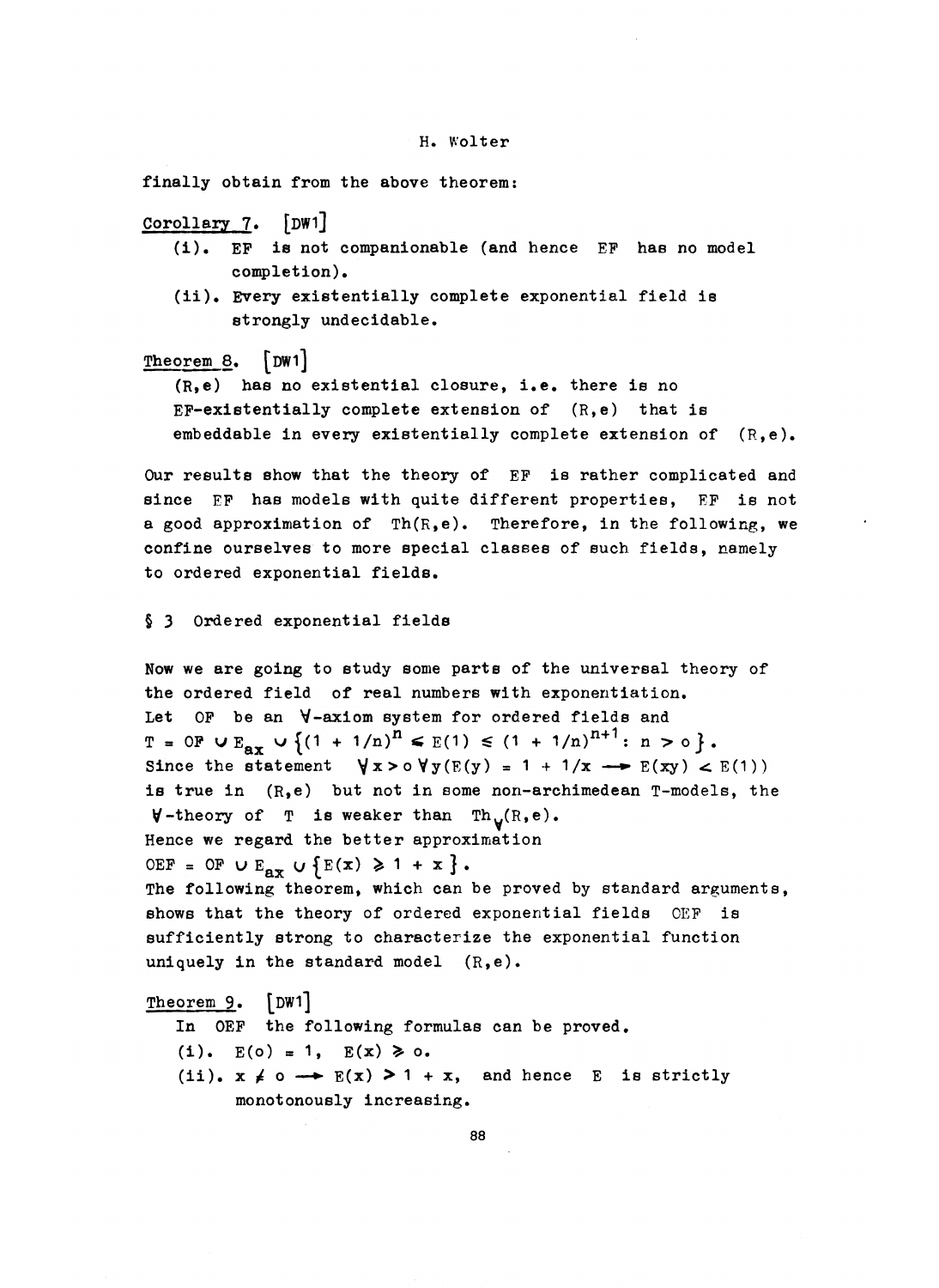finally obtain from the above theorem:

Corollary 7. [DW1]

(i). EF is not companionable (and hence EF has no model completion).

(ii). Every existentially complete exponential field is strongly undecidable.

Theorem 8. [DW1]

$(\mathbb{R},e)$ has no existential closure, i.e. there is no EF-existentially complete extension of $(\mathbb{R},e)$ that is embeddable in every existentially complete extension of $(\mathbb{R},e)$.

Our results show that the theory of EF is rather complicated and since EF has models with quite different properties, EF is not a good approximation of $\mathrm{Th}(\mathbb{R},e)$. Therefore, in the following, we confine ourselves to more special classes of such fields, namely to ordered exponential fields.

## § 3 Ordered exponential fields

Now we are going to study some parts of the universal theory of the ordered field of real numbers with exponentiation.
Let OF be an $\forall$-axiom system for ordered fields and
$T = \mathrm{OF} \cup E_{ax} \cup \{(1 + 1/n)^n \leq E(1) \leq (1 + 1/n)^{n+1} : n > 0\}$.
Since the statement $\forall x > 0 \,\forall y (E(y) = 1 + 1/x \rightarrow E(xy) < E(1))$ is true in $(\mathbb{R},e)$ but not in some non-archimedean T-models, the $\forall$-theory of T is weaker than $\mathrm{Th}_{\forall}(\mathbb{R},e)$.
Hence we regard the better approximation
$\mathrm{OEF} = \mathrm{OF} \cup E_{ax} \cup \{E(x) \geq 1 + x\}$.
The following theorem, which can be proved by standard arguments, shows that the theory of ordered exponential fields OEF is sufficiently strong to characterize the exponential function uniquely in the standard model $(\mathbb{R},e)$.

Theorem 9. [DW1]

In OEF the following formulas can be proved.

(i). $E(0) = 1, \quad E(x) \geq 0$.

(ii). $x \neq 0 \rightarrow E(x) > 1 + x$, and hence E is strictly monotonously increasing.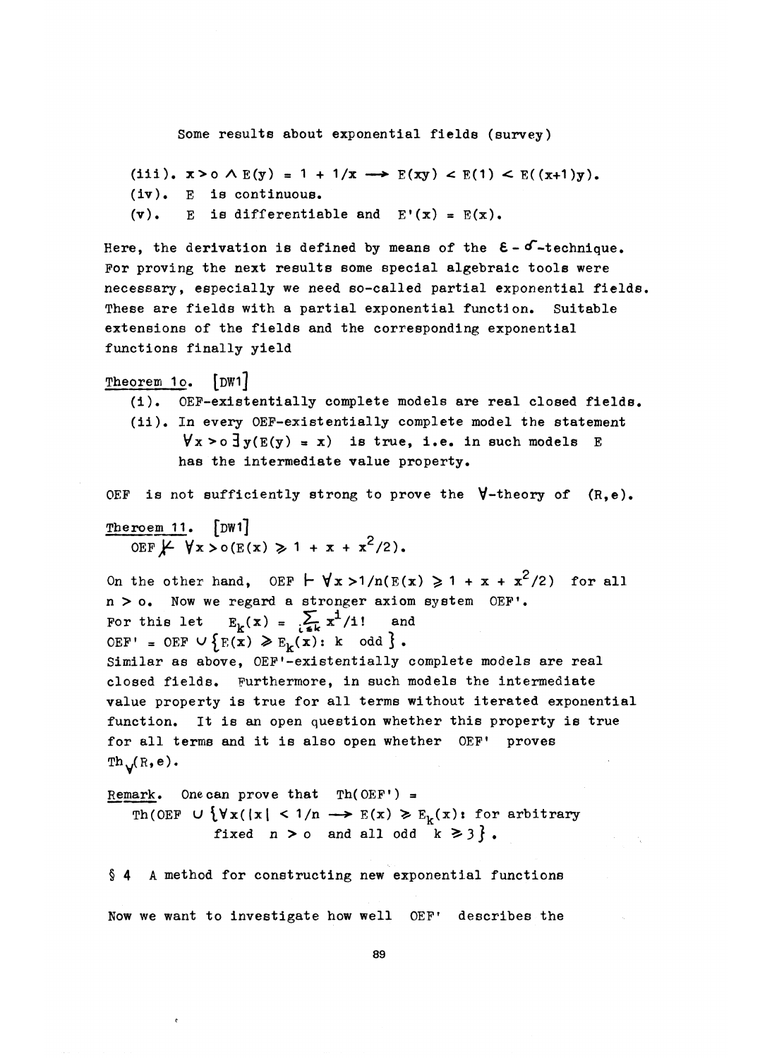(iii). $x > 0 \wedge E(y) = 1 + 1/x \longrightarrow E(xy) < E(1) < E((x+1)y)$.

(iv). $E$ is continuous.

(v). $E$ is differentiable and $E'(x) = E(x)$.

Here, the derivation is defined by means of the $\varepsilon$-$\delta$-technique. For proving the next results some special algebraic tools were necessary, especially we need so-called partial exponential fields. These are fields with a partial exponential function. Suitable extensions of the fields and the corresponding exponential functions finally yield

Theorem 1o. [DW1]

(i). OEF-existentially complete models are real closed fields.

(ii). In every OEF-existentially complete model the statement $\forall x > 0 \, \exists y (E(y) = x)$ is true, i.e. in such models $E$ has the intermediate value property.

OEF is not sufficiently strong to prove the $\forall$-theory of $(R, e)$.

Theroem 11. [DW1]

$\text{OEF} \nvdash \forall x > 0 (E(x) \geqslant 1 + x + x^2/2)$.

On the other hand, $\text{OEF} \vdash \forall x > 1/n (E(x) \geqslant 1 + x + x^2/2)$ for all $n > 0$. Now we regard a stronger axiom system OEF'.

For this let $E_k(x) = \sum_{i \leq k} x^i/i!$ and

$\text{OEF}' = \text{OEF} \cup \{E(x) \geqslant E_k(x) : k \text{ odd}\}$.

Similar as above, OEF'-existentially complete models are real closed fields. Furthermore, in such models the intermediate value property is true for all terms without iterated exponential function. It is an open question whether this property is true for all terms and it is also open whether OEF' proves $\text{Th}_{\forall}(R, e)$.

Remark. One can prove that $\text{Th}(\text{OEF}') =$
$\text{Th}(\text{OEF} \cup \{\forall x (|x| < 1/n \longrightarrow E(x) \geqslant E_k(x) :$ for arbitrary fixed $n > 0$ and all odd $k \geqslant 3\}$.

## § 4 A method for constructing new exponential functions

Now we want to investigate how well OEF' describes the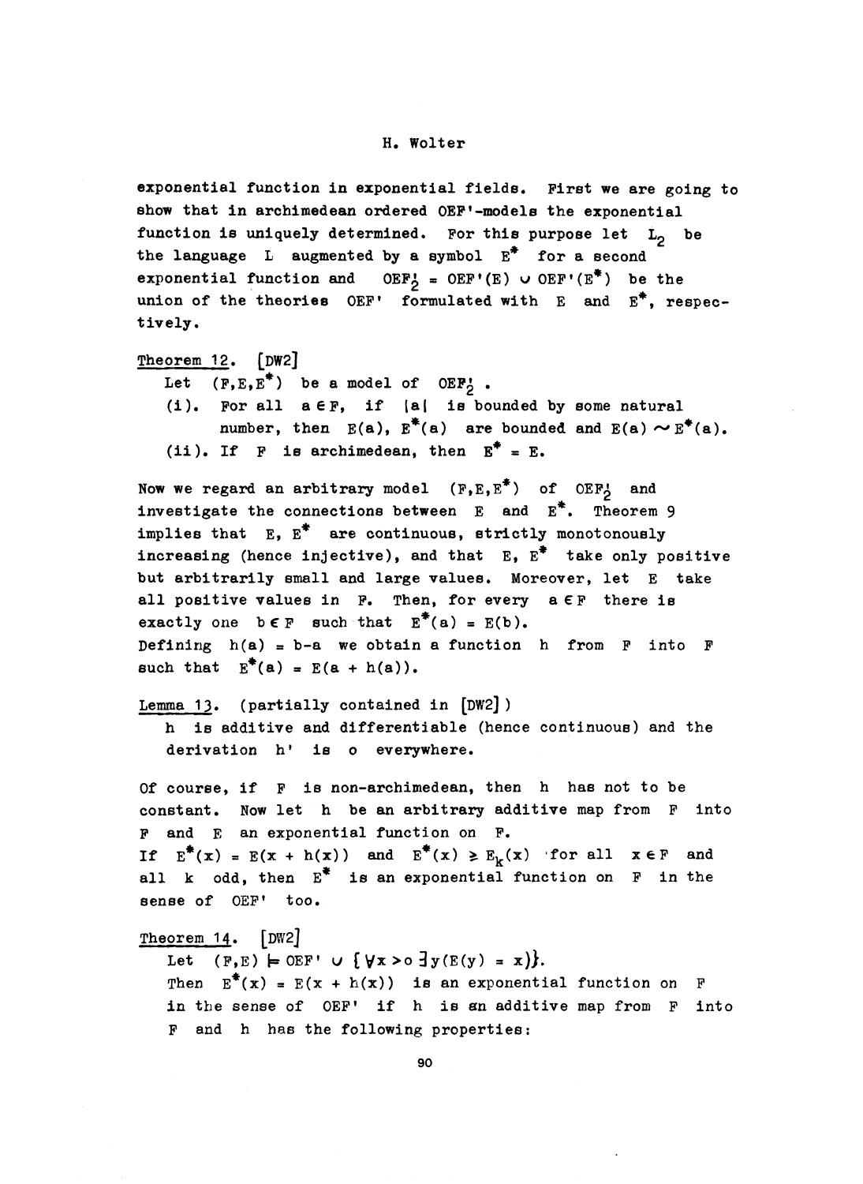exponential function in exponential fields. First we are going to show that in archimedean ordered OEF'-models the exponential function is uniquely determined. For this purpose let $L_2$ be the language L augmented by a symbol $E^*$ for a second exponential function and $OEF_2' = OEF'(E) \cup OEF'(E^*)$ be the union of the theories OEF' formulated with E and $E^*$, respectively.

Theorem 12. [DW2]

Let $(F,E,E^*)$ be a model of $OEF_2'$.

(i). For all $a \in F$, if $|a|$ is bounded by some natural number, then $E(a)$, $E^*(a)$ are bounded and $E(a) \sim E^*(a)$.

(ii). If F is archimedean, then $E^* = E$.

Now we regard an arbitrary model $(F,E,E^*)$ of $OEF_2'$ and investigate the connections between E and $E^*$. Theorem 9 implies that E, $E^*$ are continuous, strictly monotonously increasing (hence injective), and that E, $E^*$ take only positive but arbitrarily small and large values. Moreover, let E take all positive values in F. Then, for every $a \in F$ there is exactly one $b \in F$ such that $E^*(a) = E(b)$.
Defining $h(a) = b-a$ we obtain a function h from F into F such that $E^*(a) = E(a + h(a))$.

Lemma 13. (partially contained in [DW2])

h is additive and differentiable (hence continuous) and the derivation h' is o everywhere.

Of course, if F is non-archimedean, then h has not to be constant. Now let h be an arbitrary additive map from F into F and E an exponential function on F.
If $E^*(x) = E(x + h(x))$ and $E^*(x) \geq E_k(x)$ for all $x \in F$ and all k odd, then $E^*$ is an exponential function on F in the sense of OEF' too.

Theorem 14. [DW2]

Let $(F,E) \models OEF' \cup \{\forall x > o \, \exists y (E(y) = x)\}$.
Then $E^*(x) = E(x + h(x))$ is an exponential function on F in the sense of OEF' if h is an additive map from F into F and h has the following properties: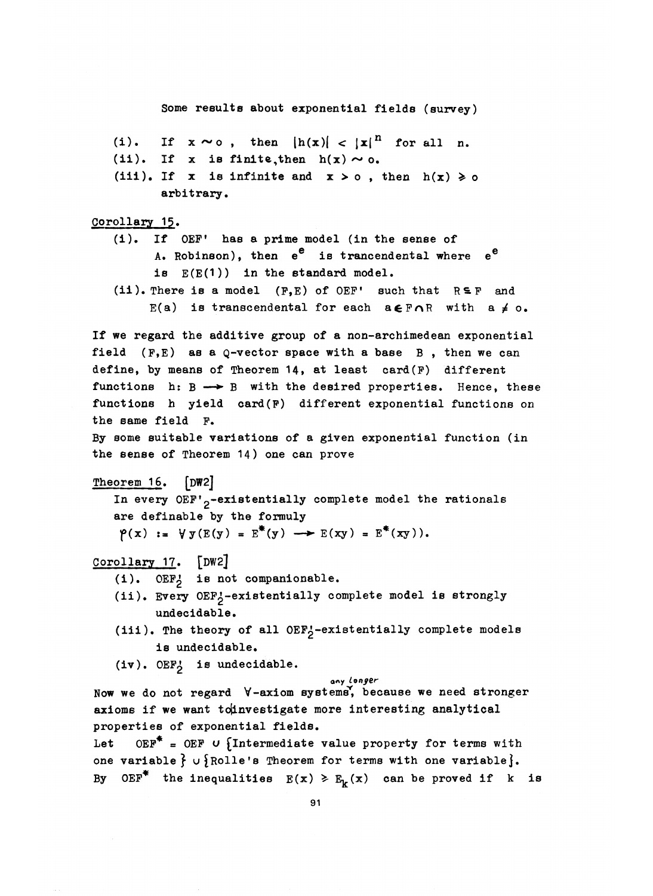Some results about exponential fields (survey)

(i). If $x \sim o$, then $|h(x)| < |x|^n$ for all $n$.

(ii). If $x$ is finite, then $h(x) \sim o$.

(iii). If $x$ is infinite and $x > o$, then $h(x) \geq o$ arbitrary.

Corollary 15.

(i). If OEF' has a prime model (in the sense of A. Robinson), then $e^e$ is trancendental where $e^e$ is $E(E(1))$ in the standard model.

(ii). There is a model $(F,E)$ of OEF' such that $R \subseteq F$ and $E(a)$ is transcendental for each $a \in F \cap R$ with $a \neq o$.

If we regard the additive group of a non-archimedean exponential field $(F,E)$ as a Q-vector space with a base $B$, then we can define, by means of Theorem 14, at least card(F) different functions $h: B \longrightarrow B$ with the desired properties. Hence, these functions $h$ yield card(F) different exponential functions on the same field $F$.

By some suitable variations of a given exponential function (in the sense of Theorem 14) one can prove

Theorem 16. [DW2]

In every $OEF'_2$-existentially complete model the rationals are definable by the formuly

$$\varphi(x) := \forall y (E(y) = E^*(y) \longrightarrow E(xy) = E^*(xy)).$$

Corollary 17. [DW2]

(i). $OEF'_2$ is not companionable.

(ii). Every $OEF'_2$-existentially complete model is strongly undecidable.

(iii). The theory of all $OEF'_2$-existentially complete models is undecidable.

(iv). $OEF'_2$ is undecidable.

Now we do not regard $\forall$-axiom systems any longer, because we need stronger axioms if we want to investigate more interesting analytical properties of exponential fields.

Let $OEF^* = OEF \cup \{$Intermediate value property for terms with one variable$\} \cup \{$Rolle's Theorem for terms with one variable$\}$.

By $OEF^*$ the inequalities $E(x) \geq E_k(x)$ can be proved if $k$ is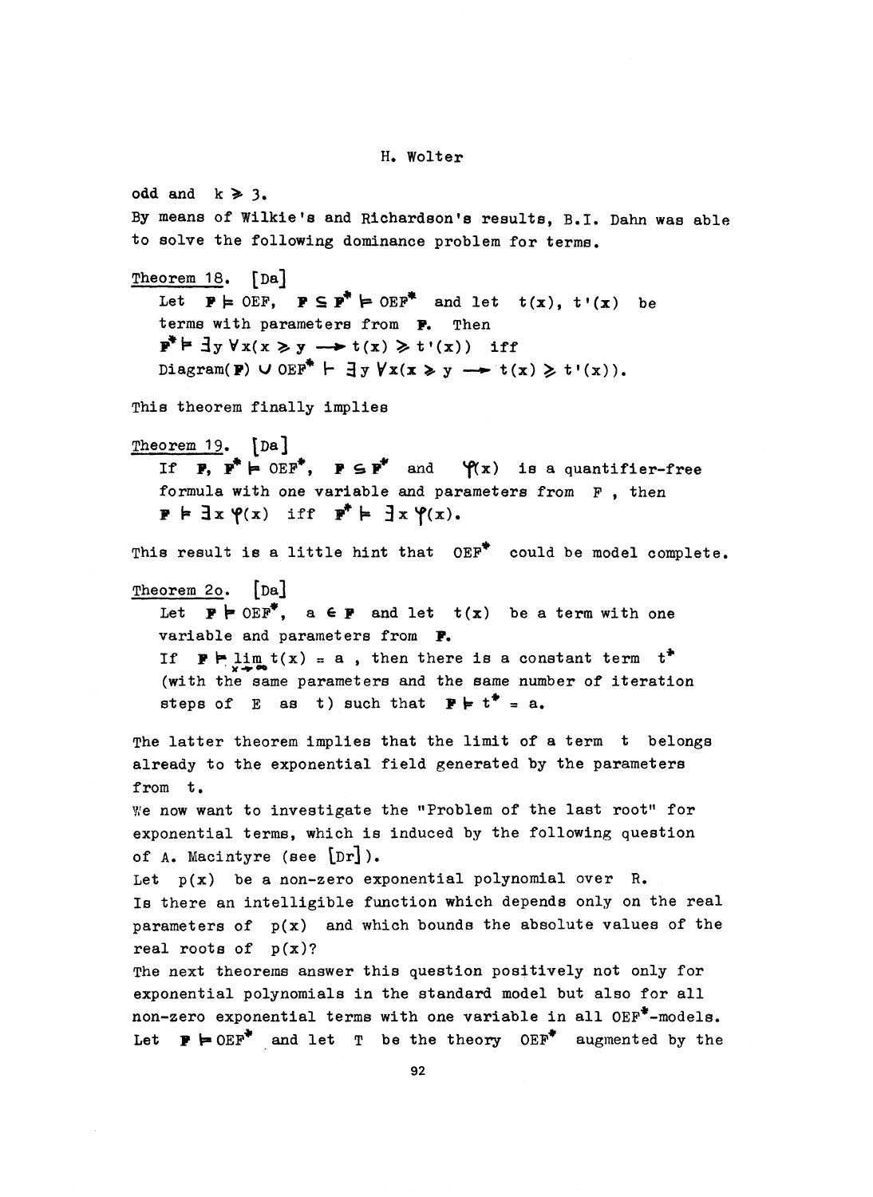odd and $k \geqslant 3$.

By means of Wilkie's and Richardson's results, B.I. Dahn was able to solve the following dominance problem for terms.

Theorem 18. [Da]

Let $\mathbf{F} \models \mathrm{OEF}$, $\mathbf{F} \subseteq \mathbf{F}^* \models \mathrm{OEF}^*$ and let $t(x)$, $t'(x)$ be terms with parameters from $\mathbf{F}$. Then
$\mathbf{F}^* \models \exists y \, \forall x (x \geqslant y \longrightarrow t(x) \geqslant t'(x))$ iff
$\mathrm{Diagram}(\mathbf{F}) \cup \mathrm{OEF}^* \vdash \exists y \, \forall x (x \geqslant y \longrightarrow t(x) \geqslant t'(x))$.

This theorem finally implies

Theorem 19. [Da]

If $\mathbf{F}, \mathbf{F}^* \models \mathrm{OEF}^*$, $\mathbf{F} \subseteq \mathbf{F}^*$ and $\varphi(x)$ is a quantifier-free formula with one variable and parameters from $F$, then
$\mathbf{F} \models \exists x \, \varphi(x)$ iff $\mathbf{F}^* \models \exists x \, \varphi(x)$.

This result is a little hint that $\mathrm{OEF}^*$ could be model complete.

Theorem 2o. [Da]

Let $\mathbf{F} \models \mathrm{OEF}^*$, $a \in \mathbf{F}$ and let $t(x)$ be a term with one variable and parameters from $\mathbf{F}$.
If $\mathbf{F} \models \lim\limits_{x \to \infty} t(x) = a$, then there is a constant term $t^*$ (with the same parameters and the same number of iteration steps of $E$ as $t$) such that $\mathbf{F} \models t^* = a$.

The latter theorem implies that the limit of a term $t$ belongs already to the exponential field generated by the parameters from $t$.

We now want to investigate the "Problem of the last root" for exponential terms, which is induced by the following question of A. Macintyre (see [Dr]).

Let $p(x)$ be a non-zero exponential polynomial over $R$.
Is there an intelligible function which depends only on the real parameters of $p(x)$ and which bounds the absolute values of the real roots of $p(x)$?

The next theorems answer this question positively not only for exponential polynomials in the standard model but also for all non-zero exponential terms with one variable in all $\mathrm{OEF}^*$-models.
Let $\mathbf{F} \models \mathrm{OEF}^*$ and let $T$ be the theory $\mathrm{OEF}^*$ augmented by the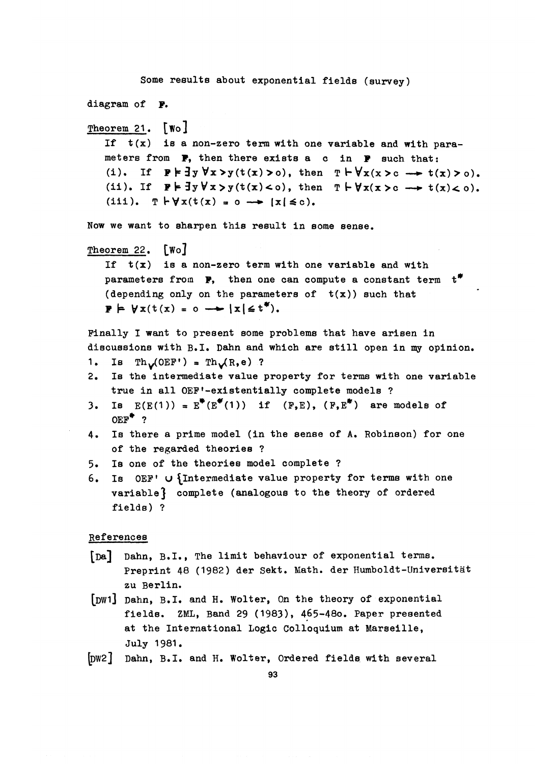diagram of $\mathbf{F}$.

Theorem 21. [Wo]

If $t(x)$ is a non-zero term with one variable and with parameters from $\mathbf{F}$, then there exists a $c$ in $\mathbf{F}$ such that:

(i). If $\mathbf{F} \models \exists y \forall x > y(t(x) > 0)$, then $T \vdash \forall x(x > c \rightarrow t(x) > 0)$.

(ii). If $\mathbf{F} \models \exists y \forall x > y(t(x) < 0)$, then $T \vdash \forall x(x > c \rightarrow t(x) < 0)$.

(iii). $T \vdash \forall x(t(x) = 0 \rightarrow |x| \leq c)$.

Now we want to sharpen this result in some sense.

Theorem 22. [Wo]

If $t(x)$ is a non-zero term with one variable and with parameters from $\mathbf{F}$, then one can compute a constant term $t^*$ (depending only on the parameters of $t(x)$) such that $\mathbf{F} \models \forall x(t(x) = 0 \rightarrow |x| \leq t^*)$.

Finally I want to present some problems that have arisen in discussions with B.I. Dahn and which are still open in my opinion.

1. Is $Th_{\forall}(OEF') = Th_{\forall}(R,e)$ ?
2. Is the intermediate value property for terms with one variable true in all OEF'-existentially complete models ?
3. Is $E(E(1)) = E^*(E^*(1))$ if $(F,E)$, $(F,E^*)$ are models of $OEF^*$ ?
4. Is there a prime model (in the sense of A. Robinson) for one of the regarded theories ?
5. Is one of the theories model complete ?
6. Is $OEF' \cup \{$Intermediate value property for terms with one variable$\}$ complete (analogous to the theory of ordered fields) ?

References

[Da] Dahn, B.I., The limit behaviour of exponential terms. Preprint 48 (1982) der Sekt. Math. der Humboldt-Universität zu Berlin.

[DW1] Dahn, B.I. and H. Wolter, On the theory of exponential fields. ZML, Band 29 (1983), 465-480. Paper presented at the International Logic Colloquium at Marseille, July 1981.

[DW2] Dahn, B.I. and H. Wolter, Ordered fields with several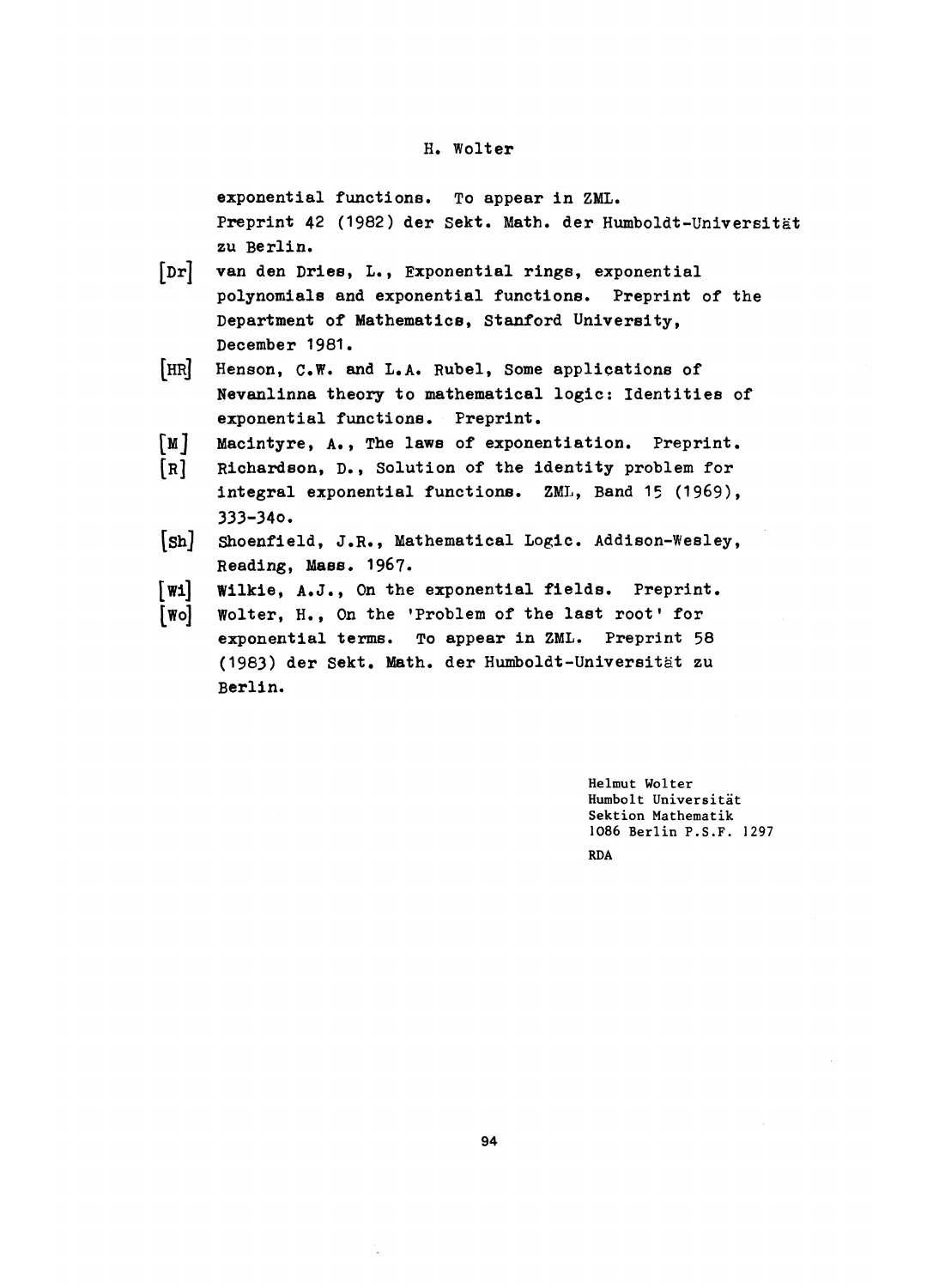exponential functions. To appear in ZML.
Preprint 42 (1982) der Sekt. Math. der Humboldt-Universität zu Berlin.

[Dr] van den Dries, L., Exponential rings, exponential polynomials and exponential functions. Preprint of the Department of Mathematics, Stanford University, December 1981.

[HR] Henson, C.W. and L.A. Rubel, Some applications of Nevanlinna theory to mathematical logic: Identities of exponential functions. Preprint.

[M] Macintyre, A., The laws of exponentiation. Preprint.

[R] Richardson, D., Solution of the identity problem for integral exponential functions. ZML, Band 15 (1969), 333-34o.

[Sh] Shoenfield, J.R., Mathematical Logic. Addison-Wesley, Reading, Mass. 1967.

[Wi] Wilkie, A.J., On the exponential fields. Preprint.

[Wo] Wolter, H., On the 'Problem of the last root' for exponential terms. To appear in ZML. Preprint 58 (1983) der Sekt. Math. der Humboldt-Universität zu Berlin.

Helmut Wolter
Humbolt Universität
Sektion Mathematik
1086 Berlin P.S.F. 1297
RDA